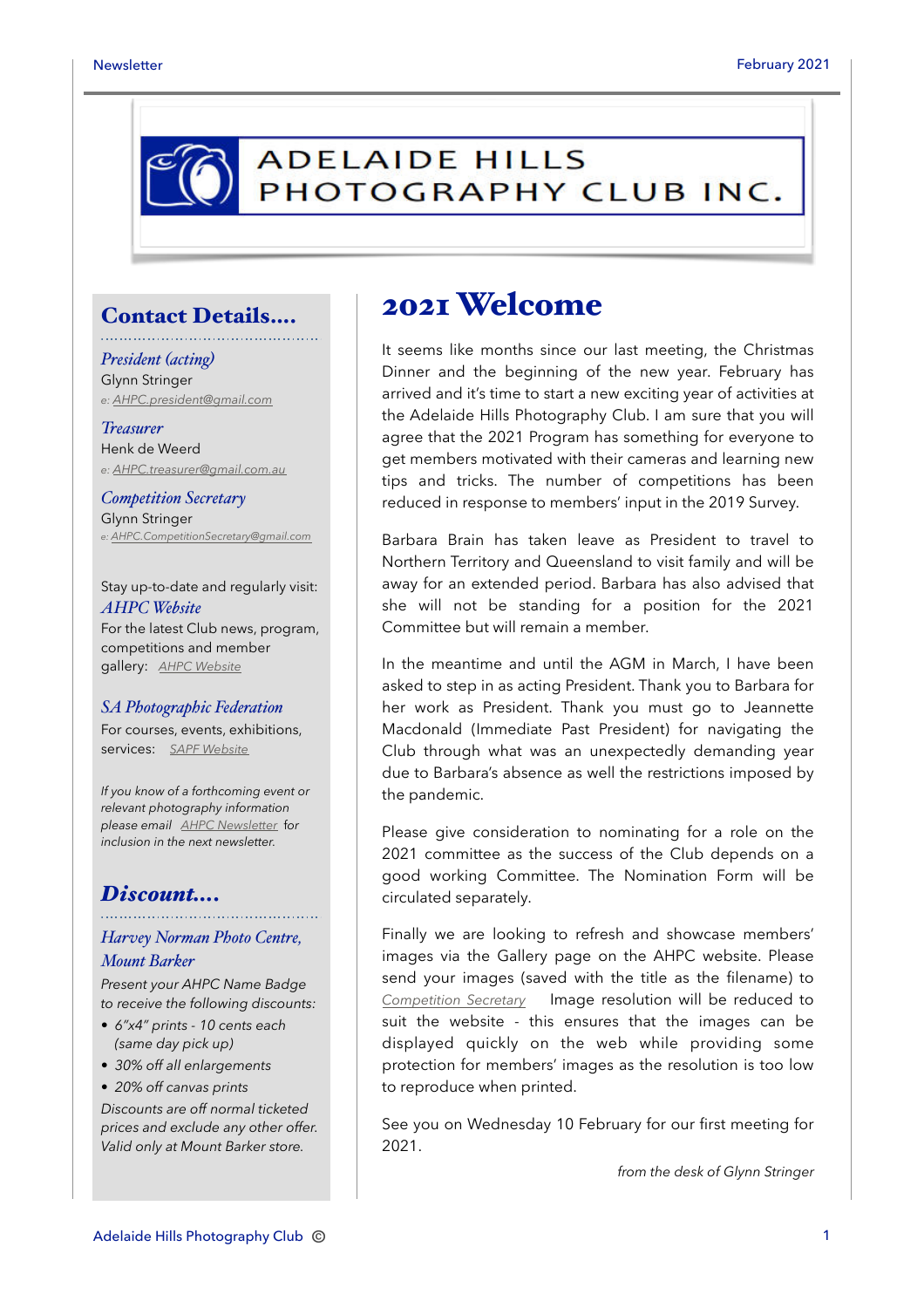# ADELAIDE HILLS PHOTOGRAPHY CLUB INC.

## Contact Details....

*President (acting)*
Glynn Stringer
*e: AHPC.president@gmail.com*

*Treasurer*
Henk de Weerd
*e: AHPC.treasurer@gmail.com.au*

*Competition Secretary*
Glynn Stringer
*e: AHPC.CompetitionSecretary@gmail.com*

Stay up-to-date and regularly visit:
*AHPC Website*
For the latest Club news, program, competitions and member gallery: *AHPC Website*

*SA Photographic Federation*
For courses, events, exhibitions, services: *SAPF Website*

*If you know of a forthcoming event or relevant photography information please email AHPC Newsletter for inclusion in the next newsletter.*

## Discount....

*Harvey Norman Photo Centre, Mount Barker*

*Present your AHPC Name Badge to receive the following discounts:*

- *6"x4" prints - 10 cents each (same day pick up)*
- *30% off all enlargements*
- *20% off canvas prints*

*Discounts are off normal ticketed prices and exclude any other offer. Valid only at Mount Barker store.*

## 2021 Welcome

It seems like months since our last meeting, the Christmas Dinner and the beginning of the new year. February has arrived and it's time to start a new exciting year of activities at the Adelaide Hills Photography Club. I am sure that you will agree that the 2021 Program has something for everyone to get members motivated with their cameras and learning new tips and tricks. The number of competitions has been reduced in response to members' input in the 2019 Survey.

Barbara Brain has taken leave as President to travel to Northern Territory and Queensland to visit family and will be away for an extended period. Barbara has also advised that she will not be standing for a position for the 2021 Committee but will remain a member.

In the meantime and until the AGM in March, I have been asked to step in as acting President. Thank you to Barbara for her work as President. Thank you must go to Jeannette Macdonald (Immediate Past President) for navigating the Club through what was an unexpectedly demanding year due to Barbara's absence as well the restrictions imposed by the pandemic.

Please give consideration to nominating for a role on the 2021 committee as the success of the Club depends on a good working Committee. The Nomination Form will be circulated separately.

Finally we are looking to refresh and showcase members' images via the Gallery page on the AHPC website. Please send your images (saved with the title as the filename) to *Competition Secretary* Image resolution will be reduced to suit the website - this ensures that the images can be displayed quickly on the web while providing some protection for members' images as the resolution is too low to reproduce when printed.

See you on Wednesday 10 February for our first meeting for 2021.

*from the desk of Glynn Stringer*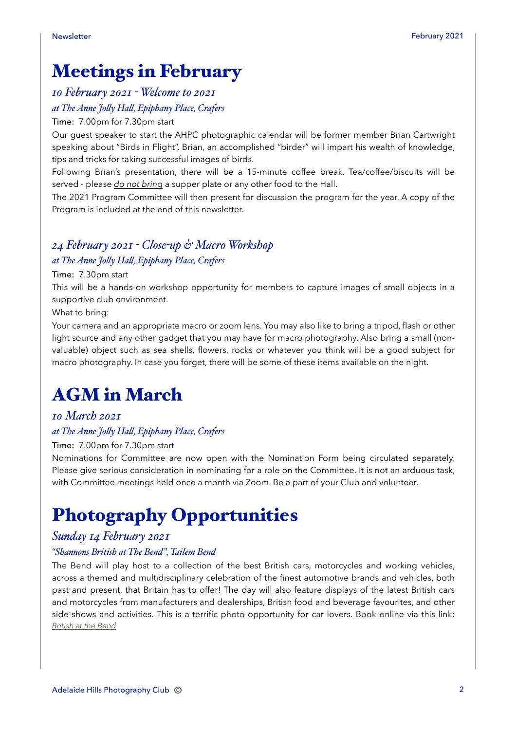# Meetings in February

## *10 February 2021 - Welcome to 2021*

### *at The Anne Jolly Hall, Epiphany Place, Crafers*

Time: 7.00pm for 7.30pm start

Our guest speaker to start the AHPC photographic calendar will be former member Brian Cartwright speaking about "Birds in Flight". Brian, an accomplished "birder" will impart his wealth of knowledge, tips and tricks for taking successful images of birds.

Following Brian's presentation, there will be a 15-minute coffee break. Tea/coffee/biscuits will be served - please *do not bring* a supper plate or any other food to the Hall.

The 2021 Program Committee will then present for discussion the program for the year. A copy of the Program is included at the end of this newsletter.

## *24 February 2021 - Close-up & Macro Workshop*

### *at The Anne Jolly Hall, Epiphany Place, Crafers*

Time: 7.30pm start

This will be a hands-on workshop opportunity for members to capture images of small objects in a supportive club environment.

What to bring:

Your camera and an appropriate macro or zoom lens. You may also like to bring a tripod, flash or other light source and any other gadget that you may have for macro photography. Also bring a small (non-valuable) object such as sea shells, flowers, rocks or whatever you think will be a good subject for macro photography. In case you forget, there will be some of these items available on the night.

# AGM in March

## *10 March 2021*

### *at The Anne Jolly Hall, Epiphany Place, Crafers*

Time: 7.00pm for 7.30pm start

Nominations for Committee are now open with the Nomination Form being circulated separately. Please give serious consideration in nominating for a role on the Committee. It is not an arduous task, with Committee meetings held once a month via Zoom. Be a part of your Club and volunteer.

# Photography Opportunities

## *Sunday 14 February 2021*

### *"Shannons British at The Bend", Tailem Bend*

The Bend will play host to a collection of the best British cars, motorcycles and working vehicles, across a themed and multidisciplinary celebration of the finest automotive brands and vehicles, both past and present, that Britain has to offer! The day will also feature displays of the latest British cars and motorcycles from manufacturers and dealerships, British food and beverage favourites, and other side shows and activities. This is a terrific photo opportunity for car lovers. Book online via this link: *British at the Bend*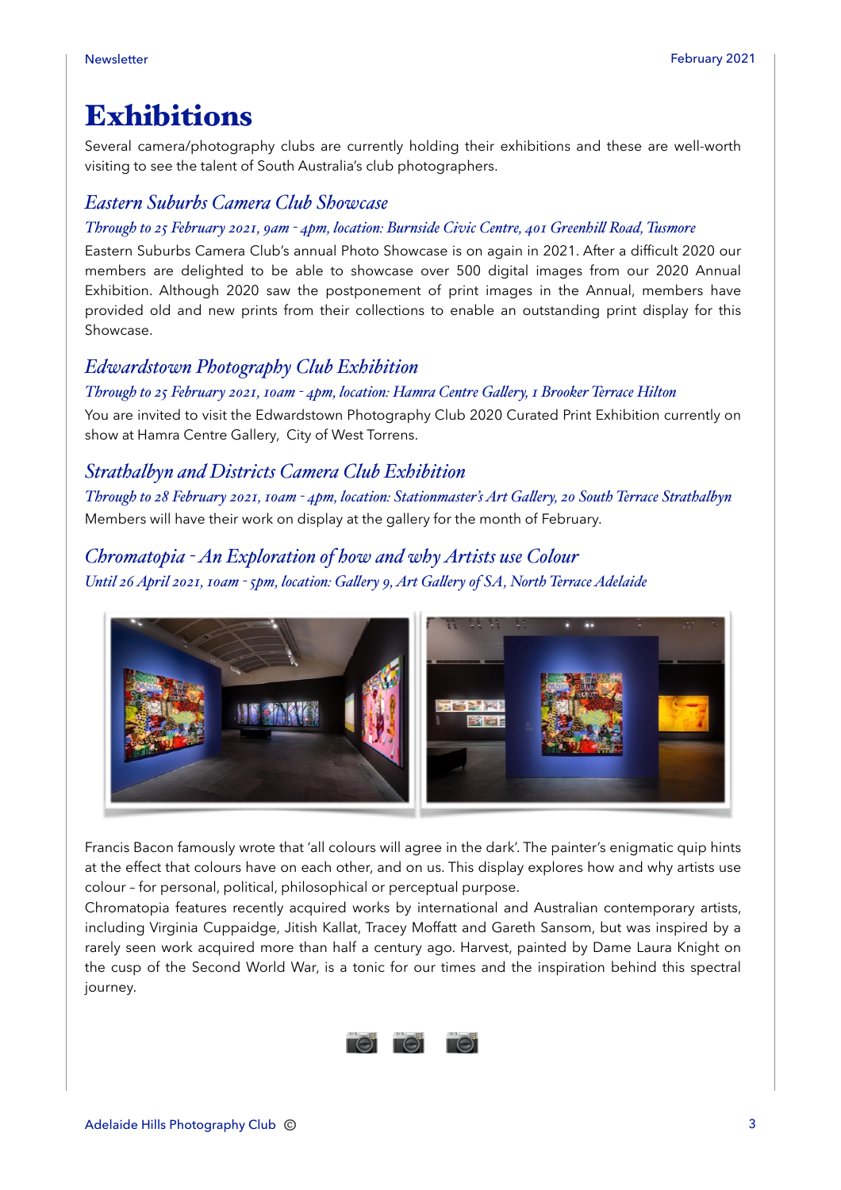# Exhibitions

Several camera/photography clubs are currently holding their exhibitions and these are well-worth visiting to see the talent of South Australia's club photographers.

## *Eastern Suburbs Camera Club Showcase*

*Through to 25 February 2021, 9am - 4pm, location: Burnside Civic Centre, 401 Greenhill Road, Tusmore*

Eastern Suburbs Camera Club's annual Photo Showcase is on again in 2021. After a difficult 2020 our members are delighted to be able to showcase over 500 digital images from our 2020 Annual Exhibition. Although 2020 saw the postponement of print images in the Annual, members have provided old and new prints from their collections to enable an outstanding print display for this Showcase.

## *Edwardstown Photography Club Exhibition*

*Through to 25 February 2021, 10am - 4pm, location: Hamra Centre Gallery, 1 Brooker Terrace Hilton*

You are invited to visit the Edwardstown Photography Club 2020 Curated Print Exhibition currently on show at Hamra Centre Gallery, City of West Torrens.

## *Strathalbyn and Districts Camera Club Exhibition*

*Through to 28 February 2021, 10am - 4pm, location: Stationmaster's Art Gallery, 20 South Terrace Strathalbyn*

Members will have their work on display at the gallery for the month of February.

## *Chromatopia - An Exploration of how and why Artists use Colour*

*Until 26 April 2021, 10am - 5pm, location: Gallery 9, Art Gallery of SA, North Terrace Adelaide*

Francis Bacon famously wrote that 'all colours will agree in the dark'. The painter's enigmatic quip hints at the effect that colours have on each other, and on us. This display explores how and why artists use colour – for personal, political, philosophical or perceptual purpose.

Chromatopia features recently acquired works by international and Australian contemporary artists, including Virginia Cuppaidge, Jitish Kallat, Tracey Moffatt and Gareth Sansom, but was inspired by a rarely seen work acquired more than half a century ago. Harvest, painted by Dame Laura Knight on the cusp of the Second World War, is a tonic for our times and the inspiration behind this spectral journey.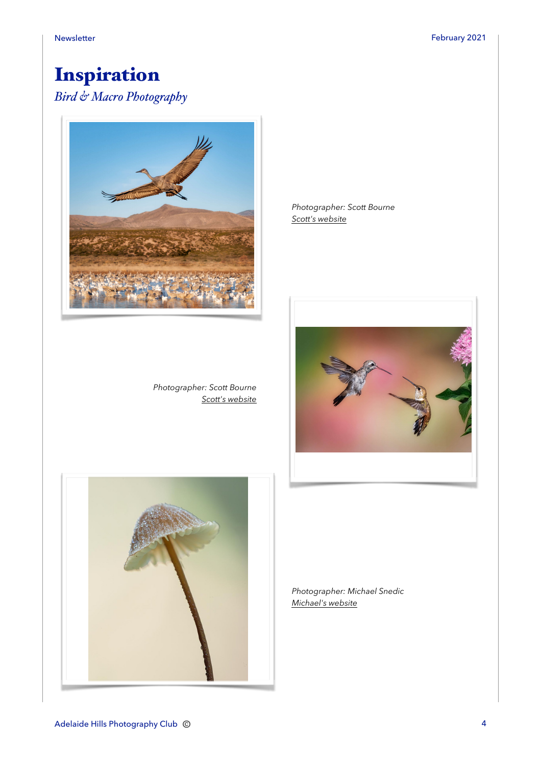# Inspiration

*Bird & Macro Photography*

*Photographer: Scott Bourne*
*Scott's website*

*Photographer: Scott Bourne*
*Scott's website*

*Photographer: Michael Snedic*
*Michael's website*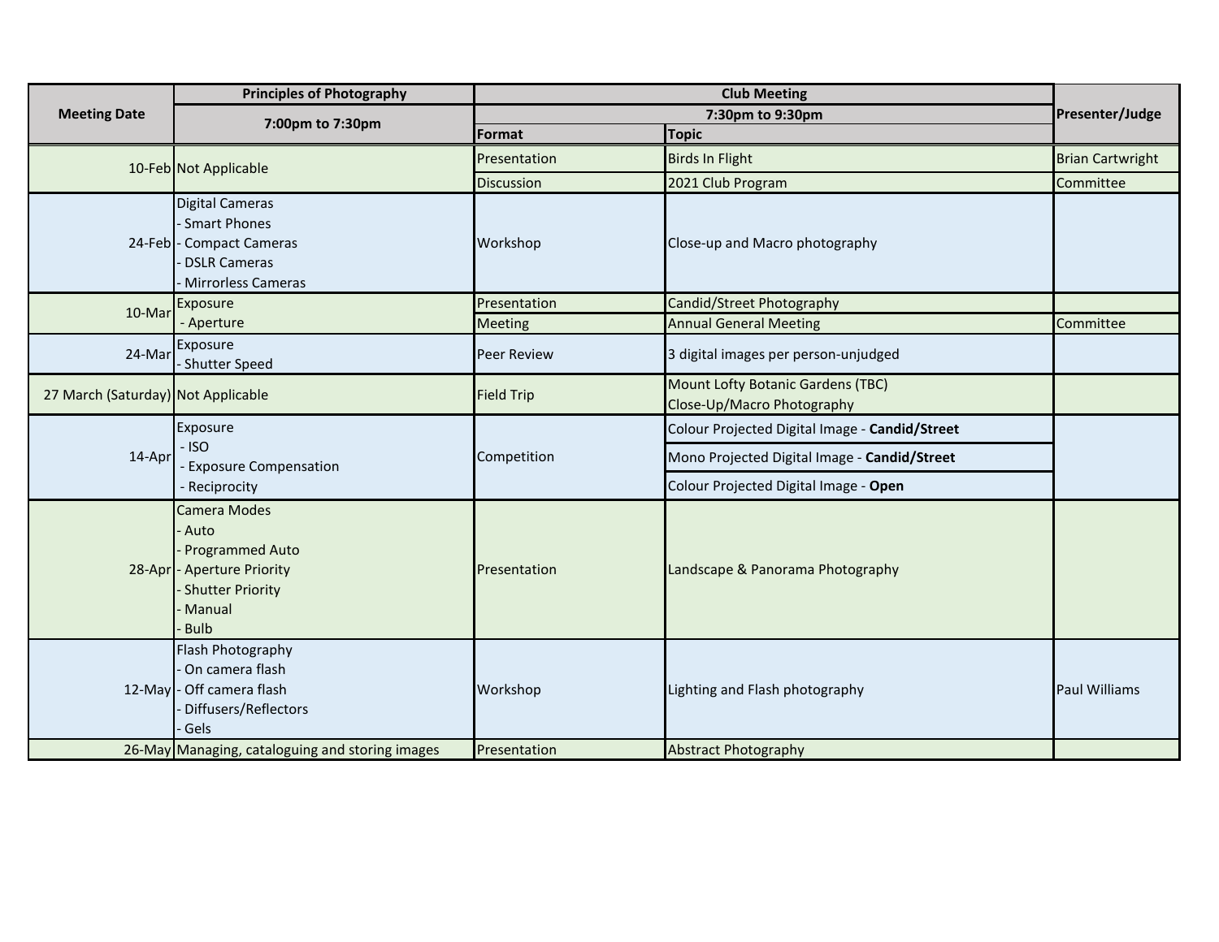| Meeting Date | Principles of Photography | Club Meeting | | Presenter/Judge |
|---|---|---|---|---|
| | 7:00pm to 7:30pm | 7:30pm to 9:30pm | | |
| | | Format | Topic | |
| 10-Feb | Not Applicable | Presentation | Birds In Flight | Brian Cartwright |
| | | Discussion | 2021 Club Program | Committee |
| 24-Feb | Digital Cameras<br>- Smart Phones<br>- Compact Cameras<br>- DSLR Cameras<br>- Mirrorless Cameras | Workshop | Close-up and Macro photography | |
| 10-Mar | Exposure<br>- Aperture | Presentation | Candid/Street Photography | |
| | | Meeting | Annual General Meeting | Committee |
| 24-Mar | Exposure<br>- Shutter Speed | Peer Review | 3 digital images per person-unjudged | |
| 27 March (Saturday) | Not Applicable | Field Trip | Mount Lofty Botanic Gardens (TBC)<br>Close-Up/Macro Photography | |
| 14-Apr | Exposure<br>- ISO<br>- Exposure Compensation<br>- Reciprocity | Competition | Colour Projected Digital Image - **Candid/Street** | |
| | | | Mono Projected Digital Image - **Candid/Street** | |
| | | | Colour Projected Digital Image - **Open** | |
| 28-Apr | Camera Modes<br>- Auto<br>- Programmed Auto<br>- Aperture Priority<br>- Shutter Priority<br>- Manual<br>- Bulb | Presentation | Landscape & Panorama Photography | |
| 12-May | Flash Photography<br>- On camera flash<br>- Off camera flash<br>- Diffusers/Reflectors<br>- Gels | Workshop | Lighting and Flash photography | Paul Williams |
| 26-May | Managing, cataloguing and storing images | Presentation | Abstract Photography | |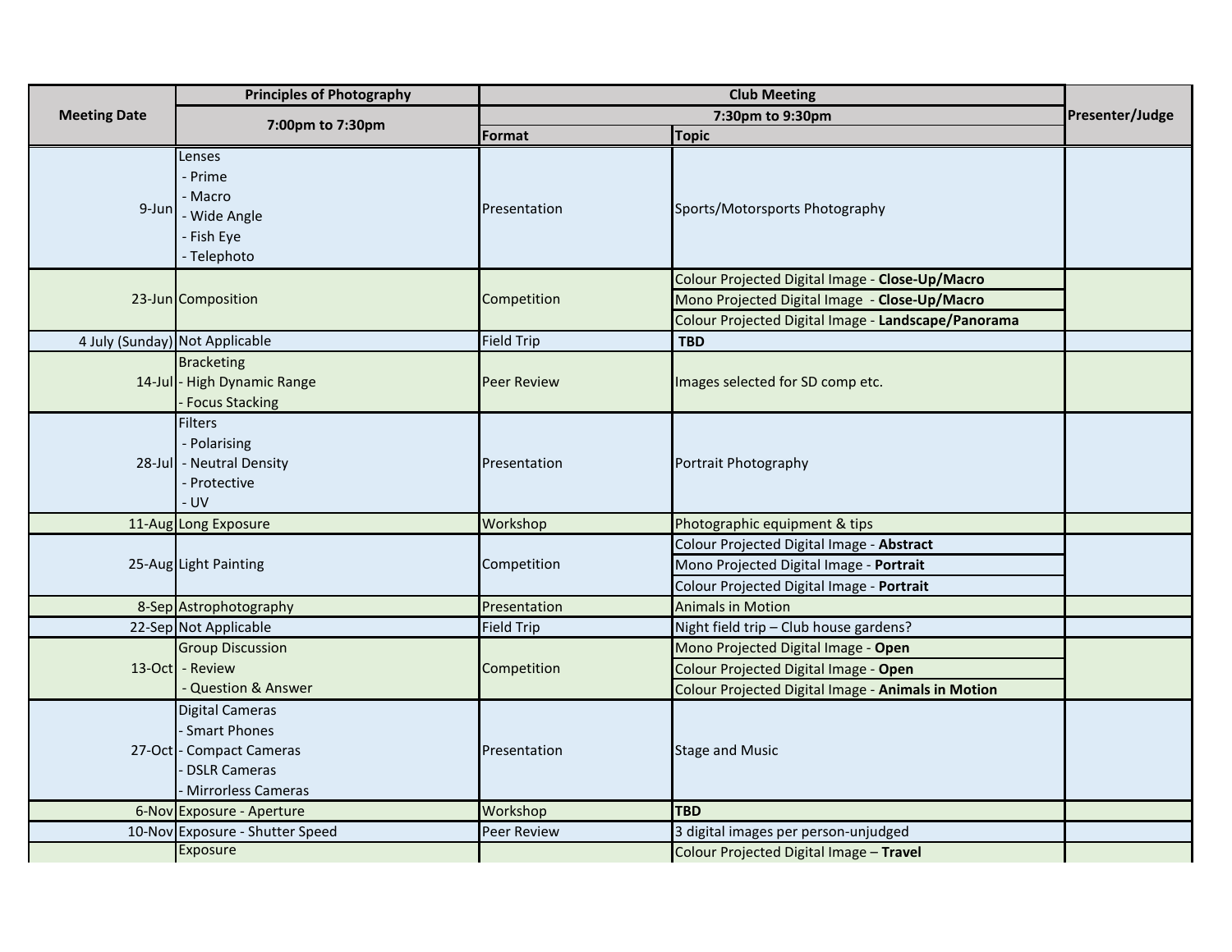| Meeting Date | Principles of Photography | Club Meeting | | Presenter/Judge |
|---|---|---|---|---|
| | 7:00pm to 7:30pm | 7:30pm to 9:30pm | | |
| | | Format | Topic | |
| 9-Jun | Lenses<br>- Prime<br>- Macro<br>- Wide Angle<br>- Fish Eye<br>- Telephoto | Presentation | Sports/Motorsports Photography | |
| 23-Jun | Composition | Competition | Colour Projected Digital Image - **Close-Up/Macro**<br>Mono Projected Digital Image - **Close-Up/Macro**<br>Colour Projected Digital Image - **Landscape/Panorama** | |
| 4 July (Sunday) | Not Applicable | Field Trip | **TBD** | |
| 14-Jul | Bracketing<br>- High Dynamic Range<br>- Focus Stacking | Peer Review | Images selected for SD comp etc. | |
| 28-Jul | Filters<br>- Polarising<br>- Neutral Density<br>- Protective<br>- UV | Presentation | Portrait Photography | |
| 11-Aug | Long Exposure | Workshop | Photographic equipment & tips | |
| 25-Aug | Light Painting | Competition | Colour Projected Digital Image - **Abstract**<br>Mono Projected Digital Image - **Portrait**<br>Colour Projected Digital Image - **Portrait** | |
| 8-Sep | Astrophotography | Presentation | Animals in Motion | |
| 22-Sep | Not Applicable | Field Trip | Night field trip – Club house gardens? | |
| 13-Oct | Group Discussion<br>- Review<br>- Question & Answer | Competition | Mono Projected Digital Image - **Open**<br>Colour Projected Digital Image - **Open**<br>Colour Projected Digital Image - **Animals in Motion** | |
| 27-Oct | Digital Cameras<br>- Smart Phones<br>- Compact Cameras<br>- DSLR Cameras<br>- Mirrorless Cameras | Presentation | Stage and Music | |
| 6-Nov | Exposure - Aperture | Workshop | **TBD** | |
| 10-Nov | Exposure - Shutter Speed | Peer Review | 3 digital images per person-unjudged | |
| | Exposure | | Colour Projected Digital Image – **Travel** | |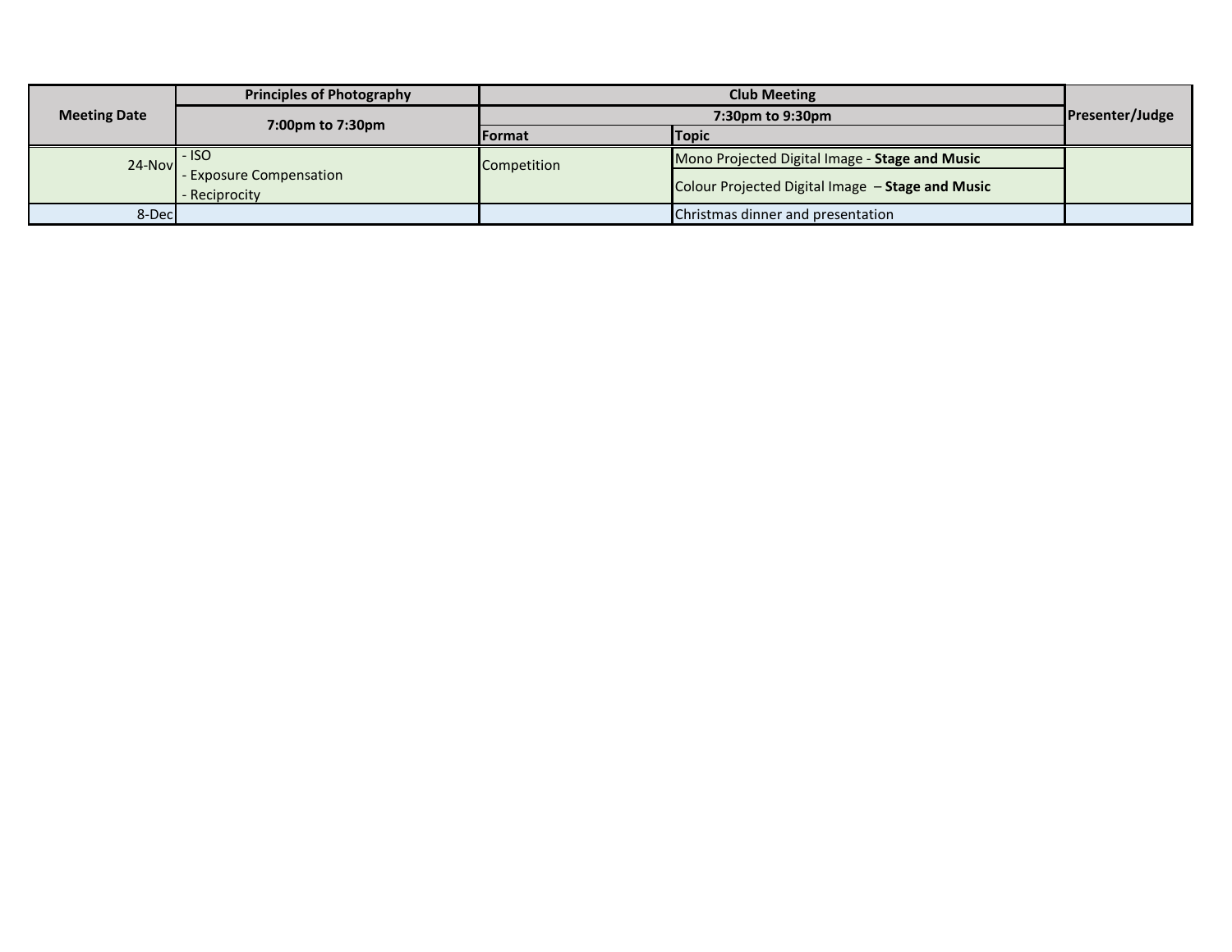| Meeting Date | Principles of Photography | Club Meeting | | Presenter/Judge |
|---|---|---|---|---|
| | 7:00pm to 7:30pm | 7:30pm to 9:30pm | | |
| | | **Format** | **Topic** | |
| 24-Nov | - ISO<br>- Exposure Compensation<br>- Reciprocity | Competition | Mono Projected Digital Image - **Stage and Music** | |
| | | | Colour Projected Digital Image – **Stage and Music** | |
| 8-Dec | | | Christmas dinner and presentation | |